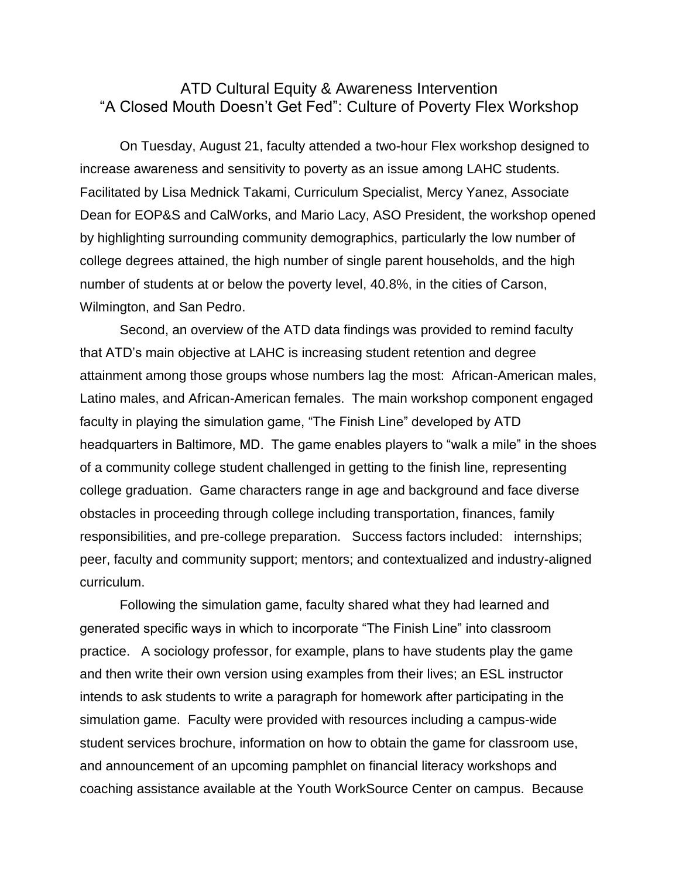# ATD Cultural Equity & Awareness Intervention
## "A Closed Mouth Doesn't Get Fed": Culture of Poverty Flex Workshop

On Tuesday, August 21, faculty attended a two-hour Flex workshop designed to increase awareness and sensitivity to poverty as an issue among LAHC students. Facilitated by Lisa Mednick Takami, Curriculum Specialist, Mercy Yanez, Associate Dean for EOP&S and CalWorks, and Mario Lacy, ASO President, the workshop opened by highlighting surrounding community demographics, particularly the low number of college degrees attained, the high number of single parent households, and the high number of students at or below the poverty level, 40.8%, in the cities of Carson, Wilmington, and San Pedro.

Second, an overview of the ATD data findings was provided to remind faculty that ATD's main objective at LAHC is increasing student retention and degree attainment among those groups whose numbers lag the most: African-American males, Latino males, and African-American females. The main workshop component engaged faculty in playing the simulation game, "The Finish Line" developed by ATD headquarters in Baltimore, MD. The game enables players to "walk a mile" in the shoes of a community college student challenged in getting to the finish line, representing college graduation. Game characters range in age and background and face diverse obstacles in proceeding through college including transportation, finances, family responsibilities, and pre-college preparation. Success factors included: internships; peer, faculty and community support; mentors; and contextualized and industry-aligned curriculum.

Following the simulation game, faculty shared what they had learned and generated specific ways in which to incorporate "The Finish Line" into classroom practice. A sociology professor, for example, plans to have students play the game and then write their own version using examples from their lives; an ESL instructor intends to ask students to write a paragraph for homework after participating in the simulation game. Faculty were provided with resources including a campus-wide student services brochure, information on how to obtain the game for classroom use, and announcement of an upcoming pamphlet on financial literacy workshops and coaching assistance available at the Youth WorkSource Center on campus. Because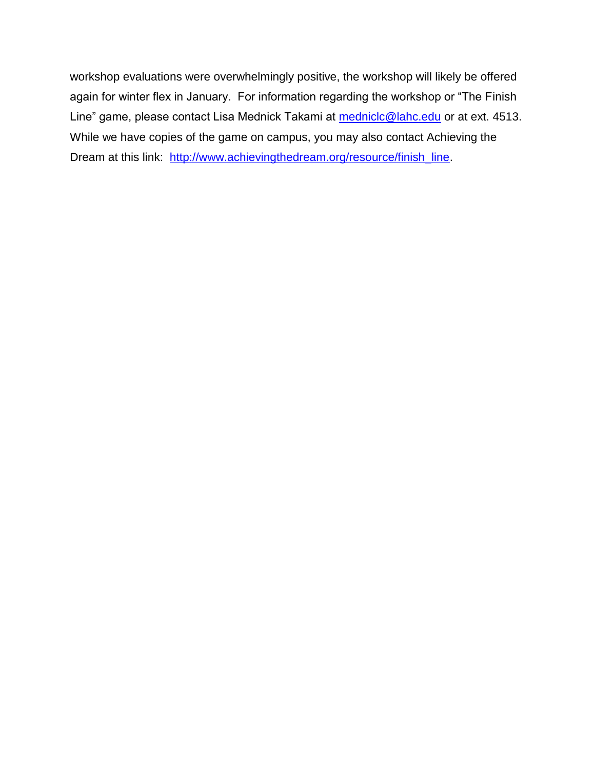workshop evaluations were overwhelmingly positive, the workshop will likely be offered again for winter flex in January. For information regarding the workshop or "The Finish Line" game, please contact Lisa Mednick Takami at medniclc@lahc.edu or at ext. 4513. While we have copies of the game on campus, you may also contact Achieving the Dream at this link: http://www.achievingthedream.org/resource/finish_line.